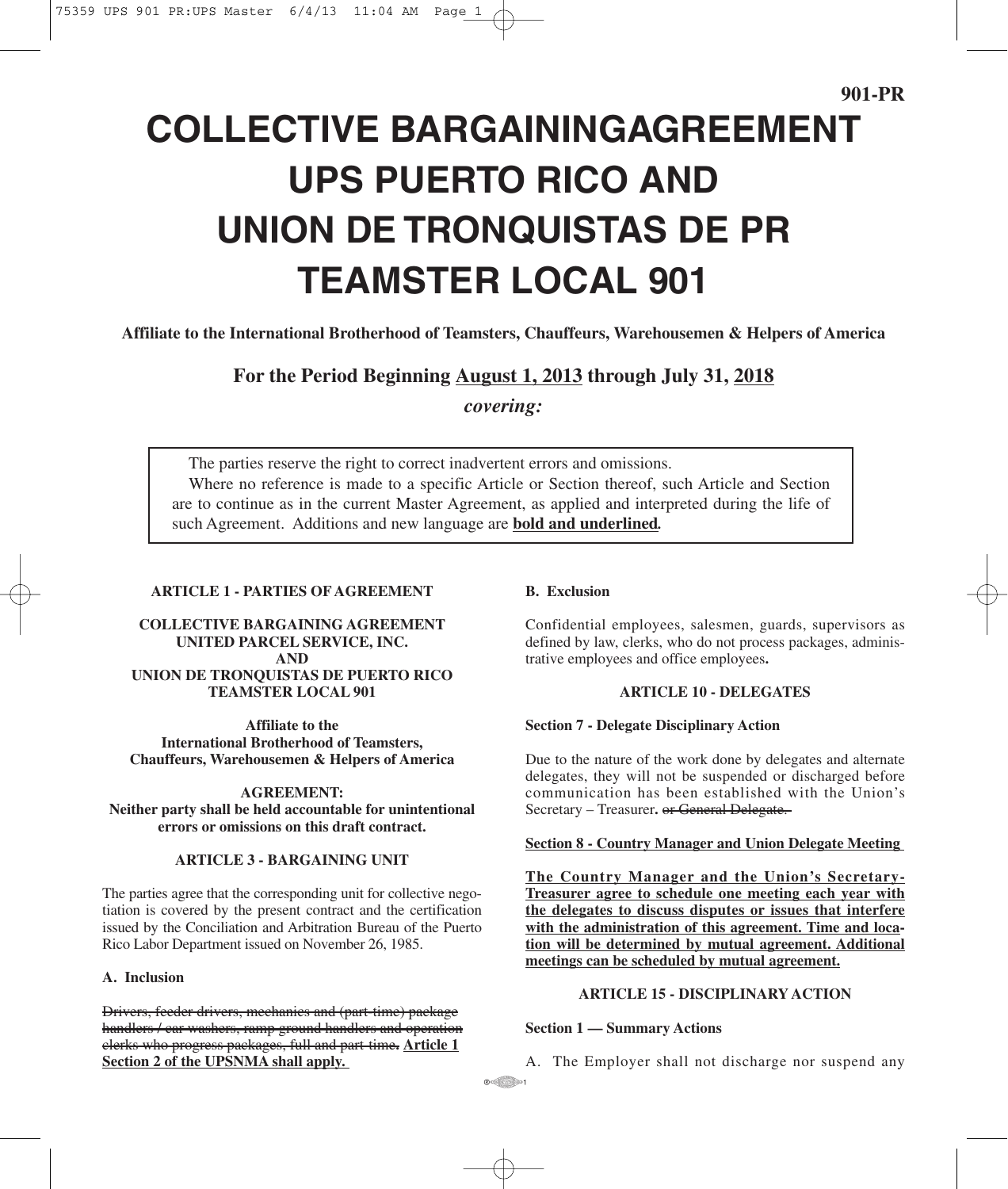901-PR

# COLLECTIVE BARGAININGAGREEMENT UPS PUERTO RICO AND UNION DE TRONQUISTAS DE PR TEAMSTER LOCAL 901

**Affiliate to the International Brotherhood of Teamsters, Chauffeurs, Warehousemen & Helpers of America**

**For the Period Beginning <u>August 1, 2013</u> through July 31, <u>2018</u>**

***covering:***

> The parties reserve the right to correct inadvertent errors and omissions.
> Where no reference is made to a specific Article or Section thereof, such Article and Section are to continue as in the current Master Agreement, as applied and interpreted during the life of such Agreement. Additions and new language are **<u>bold and underlined</u>**.

## ARTICLE 1 - PARTIES OF AGREEMENT

**COLLECTIVE BARGAINING AGREEMENT**
**UNITED PARCEL SERVICE, INC.**
**AND**
**UNION DE TRONQUISTAS DE PUERTO RICO**
**TEAMSTER LOCAL 901**

**Affiliate to the**
**International Brotherhood of Teamsters,**
**Chauffeurs, Warehousemen & Helpers of America**

**AGREEMENT:**
**Neither party shall be held accountable for unintentional errors or omissions on this draft contract.**

## ARTICLE 3 - BARGAINING UNIT

The parties agree that the corresponding unit for collective negotiation is covered by the present contract and the certification issued by the Conciliation and Arbitration Bureau of the Puerto Rico Labor Department issued on November 26, 1985.

**A. Inclusion**

~~Drivers, feeder drivers, mechanics and (part-time) package handlers / car washers, ramp ground handlers and operation clerks who progress packages, full and part-time~~**.** **<u>Article 1 Section 2 of the UPSNMA shall apply.</u>**

**B. Exclusion**

Confidential employees, salesmen, guards, supervisors as defined by law, clerks, who do not process packages, administrative employees and office employees**.**

## ARTICLE 10 - DELEGATES

**Section 7 - Delegate Disciplinary Action**

Due to the nature of the work done by delegates and alternate delegates, they will not be suspended or discharged before communication has been established with the Union's Secretary – Treasurer**.** ~~or General Delegate.~~

**<u>Section 8 - Country Manager and Union Delegate Meeting</u>**

**<u>The Country Manager and the Union's Secretary-Treasurer agree to schedule one meeting each year with the delegates to discuss disputes or issues that interfere with the administration of this agreement. Time and location will be determined by mutual agreement. Additional meetings can be scheduled by mutual agreement.</u>**

## ARTICLE 15 - DISCIPLINARY ACTION

**Section 1 — Summary Actions**

A. The Employer shall not discharge nor suspend any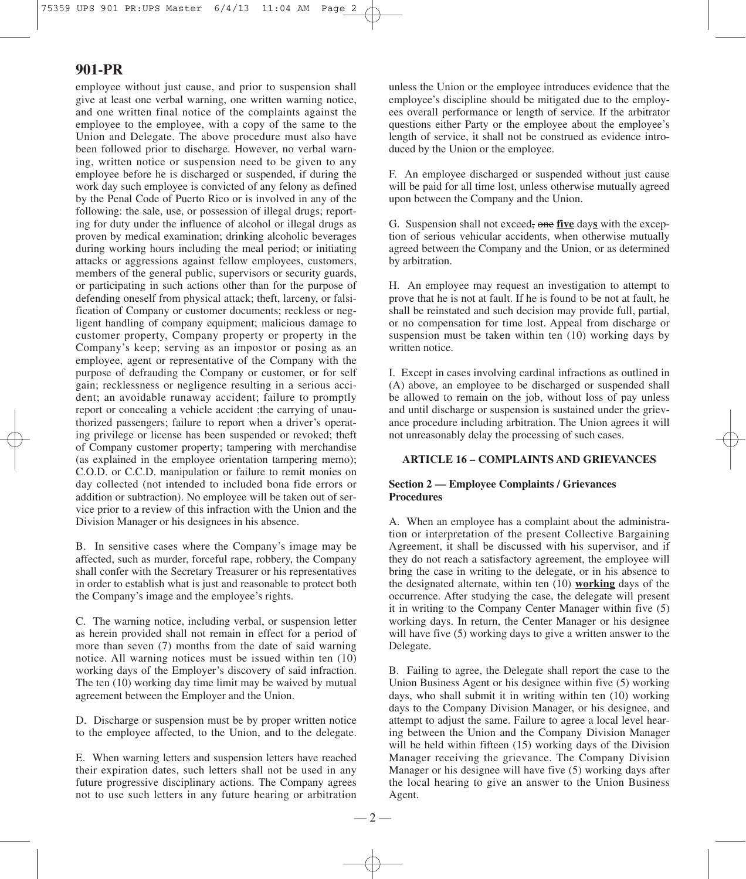employee without just cause, and prior to suspension shall give at least one verbal warning, one written warning notice, and one written final notice of the complaints against the employee to the employee, with a copy of the same to the Union and Delegate. The above procedure must also have been followed prior to discharge. However, no verbal warning, written notice or suspension need to be given to any employee before he is discharged or suspended, if during the work day such employee is convicted of any felony as defined by the Penal Code of Puerto Rico or is involved in any of the following: the sale, use, or possession of illegal drugs; reporting for duty under the influence of alcohol or illegal drugs as proven by medical examination; drinking alcoholic beverages during working hours including the meal period; or initiating attacks or aggressions against fellow employees, customers, members of the general public, supervisors or security guards, or participating in such actions other than for the purpose of defending oneself from physical attack; theft, larceny, or falsification of Company or customer documents; reckless or negligent handling of company equipment; malicious damage to customer property, Company property or property in the Company's keep; serving as an impostor or posing as an employee, agent or representative of the Company with the purpose of defrauding the Company or customer, or for self gain; recklessness or negligence resulting in a serious accident; an avoidable runaway accident; failure to promptly report or concealing a vehicle accident ;the carrying of unauthorized passengers; failure to report when a driver's operating privilege or license has been suspended or revoked; theft of Company customer property; tampering with merchandise (as explained in the employee orientation tampering memo); C.O.D. or C.C.D. manipulation or failure to remit monies on day collected (not intended to included bona fide errors or addition or subtraction). No employee will be taken out of service prior to a review of this infraction with the Union and the Division Manager or his designees in his absence.

B. In sensitive cases where the Company's image may be affected, such as murder, forceful rape, robbery, the Company shall confer with the Secretary Treasurer or his representatives in order to establish what is just and reasonable to protect both the Company's image and the employee's rights.

C. The warning notice, including verbal, or suspension letter as herein provided shall not remain in effect for a period of more than seven (7) months from the date of said warning notice. All warning notices must be issued within ten (10) working days of the Employer's discovery of said infraction. The ten (10) working day time limit may be waived by mutual agreement between the Employer and the Union.

D. Discharge or suspension must be by proper written notice to the employee affected, to the Union, and to the delegate.

E. When warning letters and suspension letters have reached their expiration dates, such letters shall not be used in any future progressive disciplinary actions. The Company agrees not to use such letters in any future hearing or arbitration unless the Union or the employee introduces evidence that the employee's discipline should be mitigated due to the employees overall performance or length of service. If the arbitrator questions either Party or the employee about the employee's length of service, it shall not be construed as evidence introduced by the Union or the employee.

F. An employee discharged or suspended without just cause will be paid for all time lost, unless otherwise mutually agreed upon between the Company and the Union.

G. Suspension shall not exceed~~, one~~ **five** day**s** with the exception of serious vehicular accidents, when otherwise mutually agreed between the Company and the Union, or as determined by arbitration.

H. An employee may request an investigation to attempt to prove that he is not at fault. If he is found to be not at fault, he shall be reinstated and such decision may provide full, partial, or no compensation for time lost. Appeal from discharge or suspension must be taken within ten (10) working days by written notice.

I. Except in cases involving cardinal infractions as outlined in (A) above, an employee to be discharged or suspended shall be allowed to remain on the job, without loss of pay unless and until discharge or suspension is sustained under the grievance procedure including arbitration. The Union agrees it will not unreasonably delay the processing of such cases.

## ARTICLE 16 – COMPLAINTS AND GRIEVANCES

### Section 2 — Employee Complaints / Grievances Procedures

A. When an employee has a complaint about the administration or interpretation of the present Collective Bargaining Agreement, it shall be discussed with his supervisor, and if they do not reach a satisfactory agreement, the employee will bring the case in writing to the delegate, or in his absence to the designated alternate, within ten (10) **working** days of the occurrence. After studying the case, the delegate will present it in writing to the Company Center Manager within five (5) working days. In return, the Center Manager or his designee will have five (5) working days to give a written answer to the Delegate.

B. Failing to agree, the Delegate shall report the case to the Union Business Agent or his designee within five (5) working days, who shall submit it in writing within ten (10) working days to the Company Division Manager, or his designee, and attempt to adjust the same. Failure to agree a local level hearing between the Union and the Company Division Manager will be held within fifteen (15) working days of the Division Manager receiving the grievance. The Company Division Manager or his designee will have five (5) working days after the local hearing to give an answer to the Union Business Agent.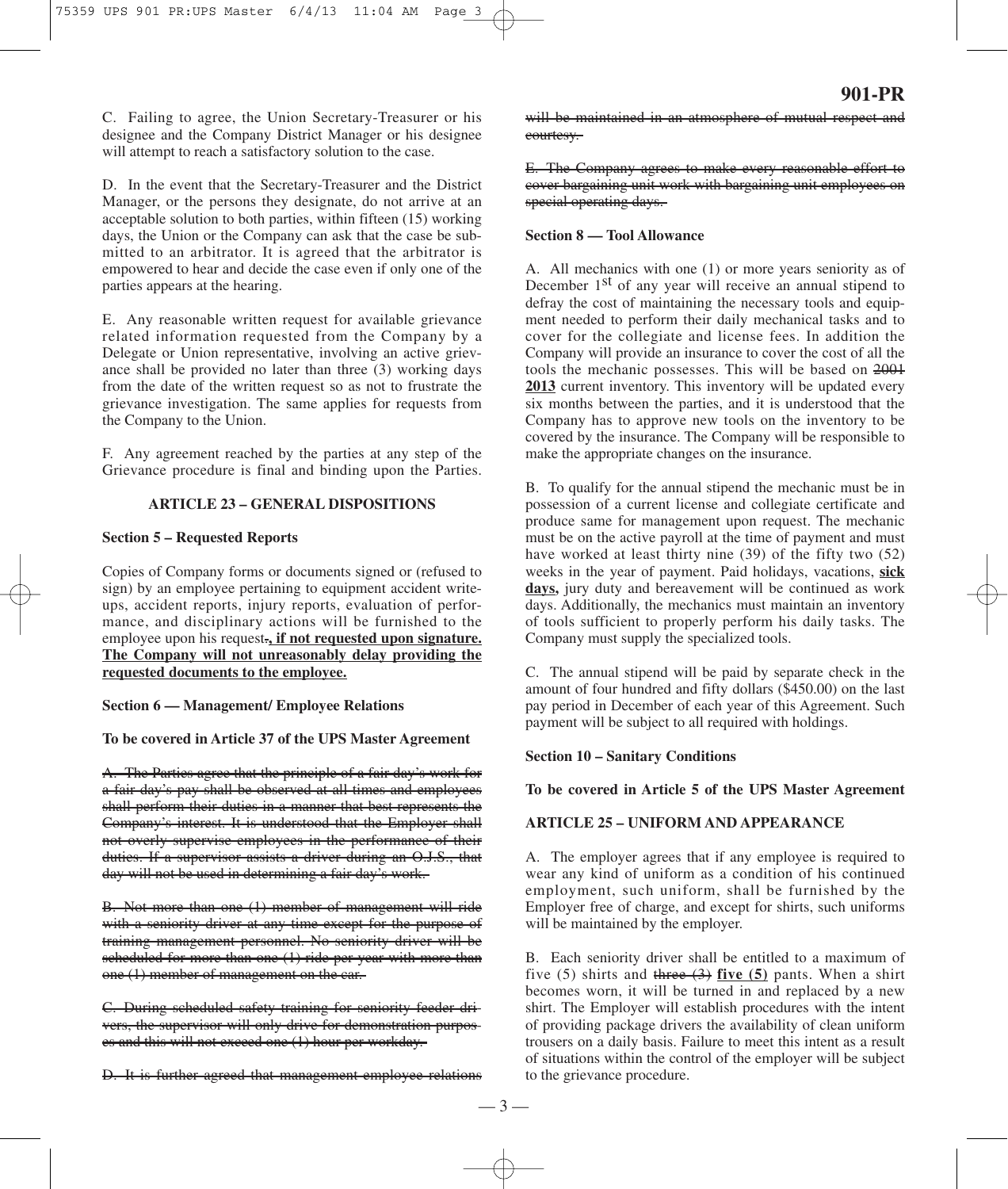C. Failing to agree, the Union Secretary-Treasurer or his designee and the Company District Manager or his designee will attempt to reach a satisfactory solution to the case.

D. In the event that the Secretary-Treasurer and the District Manager, or the persons they designate, do not arrive at an acceptable solution to both parties, within fifteen (15) working days, the Union or the Company can ask that the case be submitted to an arbitrator. It is agreed that the arbitrator is empowered to hear and decide the case even if only one of the parties appears at the hearing.

E. Any reasonable written request for available grievance related information requested from the Company by a Delegate or Union representative, involving an active grievance shall be provided no later than three (3) working days from the date of the written request so as not to frustrate the grievance investigation. The same applies for requests from the Company to the Union.

F. Any agreement reached by the parties at any step of the Grievance procedure is final and binding upon the Parties.

## ARTICLE 23 – GENERAL DISPOSITIONS

**Section 5 – Requested Reports**

Copies of Company forms or documents signed or (refused to sign) by an employee pertaining to equipment accident write-ups, accident reports, injury reports, evaluation of performance, and disciplinary actions will be furnished to the employee upon his request~~.~~**, if not requested upon signature. The Company will not unreasonably delay providing the requested documents to the employee.**

**Section 6 — Management/ Employee Relations**

**To be covered in Article 37 of the UPS Master Agreement**

~~A. The Parties agree that the principle of a fair day's work for a fair day's pay shall be observed at all times and employees shall perform their duties in a manner that best represents the Company's interest. It is understood that the Employer shall not overly supervise employees in the performance of their duties. If a supervisor assists a driver during an O.J.S., that day will not be used in determining a fair day's work.~~

~~B. Not more than one (1) member of management will ride with a seniority driver at any time except for the purpose of training management personnel. No seniority driver will be scheduled for more than one (1) ride per year with more than one (1) member of management on the car.~~

~~C. During scheduled safety training for seniority feeder drivers, the supervisor will only drive for demonstration purposes and this will not exceed one (1) hour per workday.~~

~~D. It is further agreed that management-employee relations will be maintained in an atmosphere of mutual respect and courtesy.~~

~~E. The Company agrees to make every reasonable effort to cover bargaining unit work with bargaining unit employees on special operating days.~~

**Section 8 — Tool Allowance**

A. All mechanics with one (1) or more years seniority as of December 1st of any year will receive an annual stipend to defray the cost of maintaining the necessary tools and equipment needed to perform their daily mechanical tasks and to cover for the collegiate and license fees. In addition the Company will provide an insurance to cover the cost of all the tools the mechanic possesses. This will be based on ~~2001~~ **2013** current inventory. This inventory will be updated every six months between the parties, and it is understood that the Company has to approve new tools on the inventory to be covered by the insurance. The Company will be responsible to make the appropriate changes on the insurance.

B. To qualify for the annual stipend the mechanic must be in possession of a current license and collegiate certificate and produce same for management upon request. The mechanic must be on the active payroll at the time of payment and must have worked at least thirty nine (39) of the fifty two (52) weeks in the year of payment. Paid holidays, vacations, **sick days,** jury duty and bereavement will be continued as work days. Additionally, the mechanics must maintain an inventory of tools sufficient to properly perform his daily tasks. The Company must supply the specialized tools.

C. The annual stipend will be paid by separate check in the amount of four hundred and fifty dollars ($450.00) on the last pay period in December of each year of this Agreement. Such payment will be subject to all required with holdings.

**Section 10 – Sanitary Conditions**

**To be covered in Article 5 of the UPS Master Agreement**

## ARTICLE 25 – UNIFORM AND APPEARANCE

A. The employer agrees that if any employee is required to wear any kind of uniform as a condition of his continued employment, such uniform, shall be furnished by the Employer free of charge, and except for shirts, such uniforms will be maintained by the employer.

B. Each seniority driver shall be entitled to a maximum of five (5) shirts and ~~three (3)~~ **five (5)** pants. When a shirt becomes worn, it will be turned in and replaced by a new shirt. The Employer will establish procedures with the intent of providing package drivers the availability of clean uniform trousers on a daily basis. Failure to meet this intent as a result of situations within the control of the employer will be subject to the grievance procedure.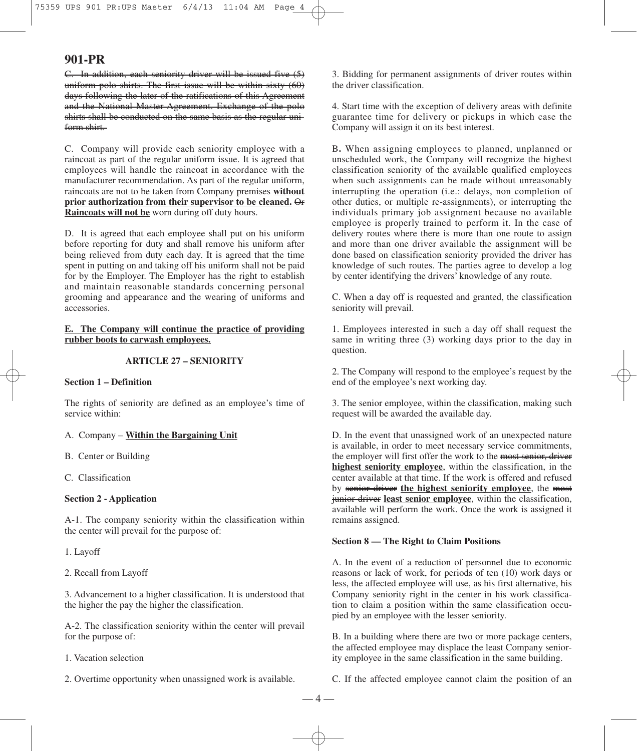# 901-PR

~~C. In addition, each seniority driver will be issued five (5) uniform polo shirts. The first issue will be within sixty (60) days following the later of the ratifications of this Agreement and the National Master Agreement. Exchange of the polo shirts shall be conducted on the same basis as the regular uniform shirt.~~

C. Company will provide each seniority employee with a raincoat as part of the regular uniform issue. It is agreed that employees will handle the raincoat in accordance with the manufacturer recommendation. As part of the regular uniform, raincoats are not to be taken from Company premises **without prior authorization from their supervisor to be cleaned.** ~~Or~~ **Raincoats will not be** worn during off duty hours.

D. It is agreed that each employee shall put on his uniform before reporting for duty and shall remove his uniform after being relieved from duty each day. It is agreed that the time spent in putting on and taking off his uniform shall not be paid for by the Employer. The Employer has the right to establish and maintain reasonable standards concerning personal grooming and appearance and the wearing of uniforms and accessories.

**E. The Company will continue the practice of providing rubber boots to carwash employees.**

## ARTICLE 27 – SENIORITY

### Section 1 – Definition

The rights of seniority are defined as an employee's time of service within:

A. Company – **Within the Bargaining Unit**

B. Center or Building

C. Classification

### Section 2 - Application

A-1. The company seniority within the classification within the center will prevail for the purpose of:

1. Layoff

2. Recall from Layoff

3. Advancement to a higher classification. It is understood that the higher the pay the higher the classification.

A-2. The classification seniority within the center will prevail for the purpose of:

1. Vacation selection

2. Overtime opportunity when unassigned work is available.

3. Bidding for permanent assignments of driver routes within the driver classification.

4. Start time with the exception of delivery areas with definite guarantee time for delivery or pickups in which case the Company will assign it on its best interest.

B. When assigning employees to planned, unplanned or unscheduled work, the Company will recognize the highest classification seniority of the available qualified employees when such assignments can be made without unreasonably interrupting the operation (i.e.: delays, non completion of other duties, or multiple re-assignments), or interrupting the individuals primary job assignment because no available employee is properly trained to perform it. In the case of delivery routes where there is more than one route to assign and more than one driver available the assignment will be done based on classification seniority provided the driver has knowledge of such routes. The parties agree to develop a log by center identifying the drivers' knowledge of any route.

C. When a day off is requested and granted, the classification seniority will prevail.

1. Employees interested in such a day off shall request the same in writing three (3) working days prior to the day in question.

2. The Company will respond to the employee's request by the end of the employee's next working day.

3. The senior employee, within the classification, making such request will be awarded the available day.

D. In the event that unassigned work of an unexpected nature is available, in order to meet necessary service commitments, the employer will first offer the work to the ~~most senior, driver~~ **highest seniority employee**, within the classification, in the center available at that time. If the work is offered and refused by ~~senior driver~~ **the highest seniority employee**, the ~~most junior driver~~ **least senior employee**, within the classification, available will perform the work. Once the work is assigned it remains assigned.

### Section 8 — The Right to Claim Positions

A. In the event of a reduction of personnel due to economic reasons or lack of work, for periods of ten (10) work days or less, the affected employee will use, as his first alternative, his Company seniority right in the center in his work classification to claim a position within the same classification occupied by an employee with the lesser seniority.

B. In a building where there are two or more package centers, the affected employee may displace the least Company seniority employee in the same classification in the same building.

C. If the affected employee cannot claim the position of an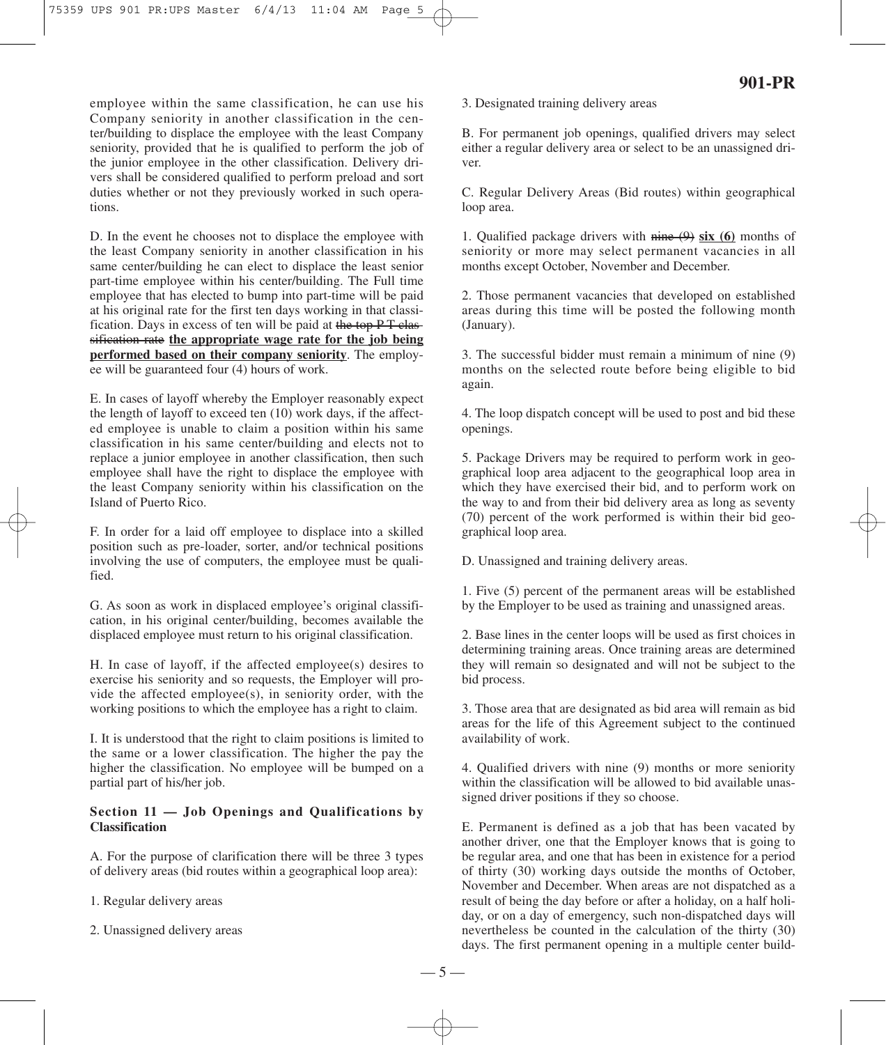employee within the same classification, he can use his Company seniority in another classification in the center/building to displace the employee with the least Company seniority, provided that he is qualified to perform the job of the junior employee in the other classification. Delivery drivers shall be considered qualified to perform preload and sort duties whether or not they previously worked in such operations.

D. In the event he chooses not to displace the employee with the least Company seniority in another classification in his same center/building he can elect to displace the least senior part-time employee within his center/building. The Full time employee that has elected to bump into part-time will be paid at his original rate for the first ten days working in that classification. Days in excess of ten will be paid at ~~the top P-T classification rate~~ **the appropriate wage rate for the job being performed based on their company seniority**. The employee will be guaranteed four (4) hours of work.

E. In cases of layoff whereby the Employer reasonably expect the length of layoff to exceed ten (10) work days, if the affected employee is unable to claim a position within his same classification in his same center/building and elects not to replace a junior employee in another classification, then such employee shall have the right to displace the employee with the least Company seniority within his classification on the Island of Puerto Rico.

F. In order for a laid off employee to displace into a skilled position such as pre-loader, sorter, and/or technical positions involving the use of computers, the employee must be qualified.

G. As soon as work in displaced employee's original classification, in his original center/building, becomes available the displaced employee must return to his original classification.

H. In case of layoff, if the affected employee(s) desires to exercise his seniority and so requests, the Employer will provide the affected employee(s), in seniority order, with the working positions to which the employee has a right to claim.

I. It is understood that the right to claim positions is limited to the same or a lower classification. The higher the pay the higher the classification. No employee will be bumped on a partial part of his/her job.

### Section 11 — Job Openings and Qualifications by Classification

A. For the purpose of clarification there will be three 3 types of delivery areas (bid routes within a geographical loop area):

1. Regular delivery areas

2. Unassigned delivery areas

3. Designated training delivery areas

B. For permanent job openings, qualified drivers may select either a regular delivery area or select to be an unassigned driver.

C. Regular Delivery Areas (Bid routes) within geographical loop area.

1. Qualified package drivers with ~~nine (9)~~ **six (6)** months of seniority or more may select permanent vacancies in all months except October, November and December.

2. Those permanent vacancies that developed on established areas during this time will be posted the following month (January).

3. The successful bidder must remain a minimum of nine (9) months on the selected route before being eligible to bid again.

4. The loop dispatch concept will be used to post and bid these openings.

5. Package Drivers may be required to perform work in geographical loop area adjacent to the geographical loop area in which they have exercised their bid, and to perform work on the way to and from their bid delivery area as long as seventy (70) percent of the work performed is within their bid geographical loop area.

D. Unassigned and training delivery areas.

1. Five (5) percent of the permanent areas will be established by the Employer to be used as training and unassigned areas.

2. Base lines in the center loops will be used as first choices in determining training areas. Once training areas are determined they will remain so designated and will not be subject to the bid process.

3. Those area that are designated as bid area will remain as bid areas for the life of this Agreement subject to the continued availability of work.

4. Qualified drivers with nine (9) months or more seniority within the classification will be allowed to bid available unassigned driver positions if they so choose.

E. Permanent is defined as a job that has been vacated by another driver, one that the Employer knows that is going to be regular area, and one that has been in existence for a period of thirty (30) working days outside the months of October, November and December. When areas are not dispatched as a result of being the day before or after a holiday, on a half holiday, or on a day of emergency, such non-dispatched days will nevertheless be counted in the calculation of the thirty (30) days. The first permanent opening in a multiple center build-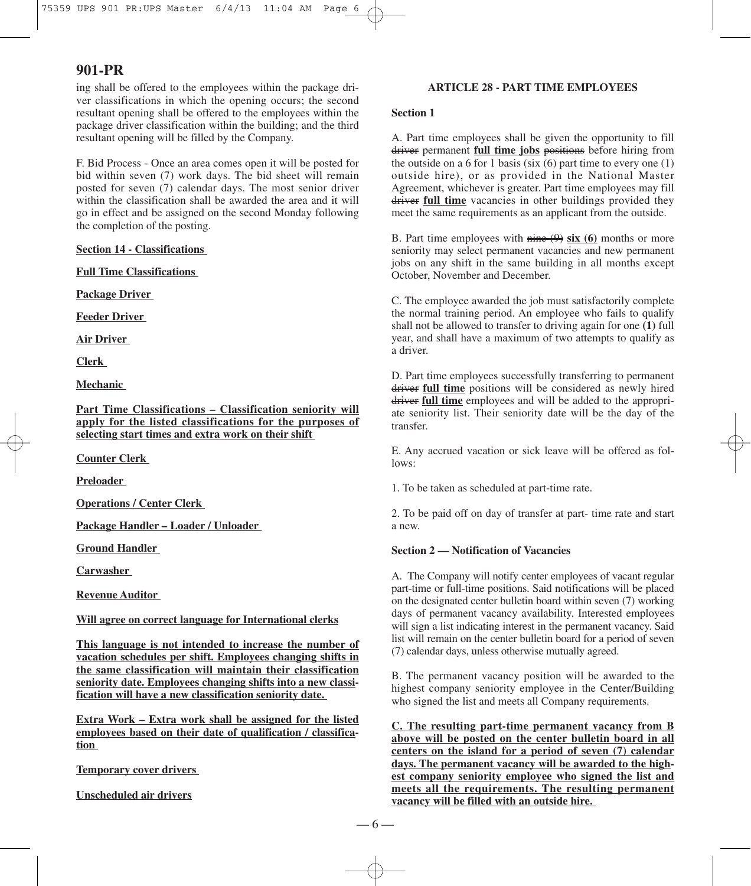ing shall be offered to the employees within the package driver classifications in which the opening occurs; the second resultant opening shall be offered to the employees within the package driver classification within the building; and the third resultant opening will be filled by the Company.

F. Bid Process - Once an area comes open it will be posted for bid within seven (7) work days. The bid sheet will remain posted for seven (7) calendar days. The most senior driver within the classification shall be awarded the area and it will go in effect and be assigned on the second Monday following the completion of the posting.

**Section 14 - Classifications**

**Full Time Classifications**

**Package Driver**

**Feeder Driver**

**Air Driver**

**Clerk**

**Mechanic**

**Part Time Classifications – Classification seniority will apply for the listed classifications for the purposes of selecting start times and extra work on their shift**

**Counter Clerk**

**Preloader**

**Operations / Center Clerk**

**Package Handler – Loader / Unloader**

**Ground Handler**

**Carwasher**

**Revenue Auditor**

**Will agree on correct language for International clerks**

**This language is not intended to increase the number of vacation schedules per shift. Employees changing shifts in the same classification will maintain their classification seniority date. Employees changing shifts into a new classification will have a new classification seniority date.**

**Extra Work – Extra work shall be assigned for the listed employees based on their date of qualification / classification**

**Temporary cover drivers**

**Unscheduled air drivers**

## ARTICLE 28 - PART TIME EMPLOYEES

### Section 1

A. Part time employees shall be given the opportunity to fill ~~driver~~ permanent **full time jobs** ~~positions~~ before hiring from the outside on a 6 for 1 basis (six (6) part time to every one (1) outside hire), or as provided in the National Master Agreement, whichever is greater. Part time employees may fill ~~driver~~ **full time** vacancies in other buildings provided they meet the same requirements as an applicant from the outside.

B. Part time employees with ~~nine (9)~~ **six (6)** months or more seniority may select permanent vacancies and new permanent jobs on any shift in the same building in all months except October, November and December.

C. The employee awarded the job must satisfactorily complete the normal training period. An employee who fails to qualify shall not be allowed to transfer to driving again for one **(1)** full year, and shall have a maximum of two attempts to qualify as a driver.

D. Part time employees successfully transferring to permanent ~~driver~~ **full time** positions will be considered as newly hired ~~driver~~ **full time** employees and will be added to the appropriate seniority list. Their seniority date will be the day of the transfer.

E. Any accrued vacation or sick leave will be offered as follows:

1. To be taken as scheduled at part-time rate.

2. To be paid off on day of transfer at part- time rate and start a new.

### Section 2 — Notification of Vacancies

A. The Company will notify center employees of vacant regular part-time or full-time positions. Said notifications will be placed on the designated center bulletin board within seven (7) working days of permanent vacancy availability. Interested employees will sign a list indicating interest in the permanent vacancy. Said list will remain on the center bulletin board for a period of seven (7) calendar days, unless otherwise mutually agreed.

B. The permanent vacancy position will be awarded to the highest company seniority employee in the Center/Building who signed the list and meets all Company requirements.

**C. The resulting part-time permanent vacancy from B above will be posted on the center bulletin board in all centers on the island for a period of seven (7) calendar days. The permanent vacancy will be awarded to the highest company seniority employee who signed the list and meets all the requirements. The resulting permanent vacancy will be filled with an outside hire.**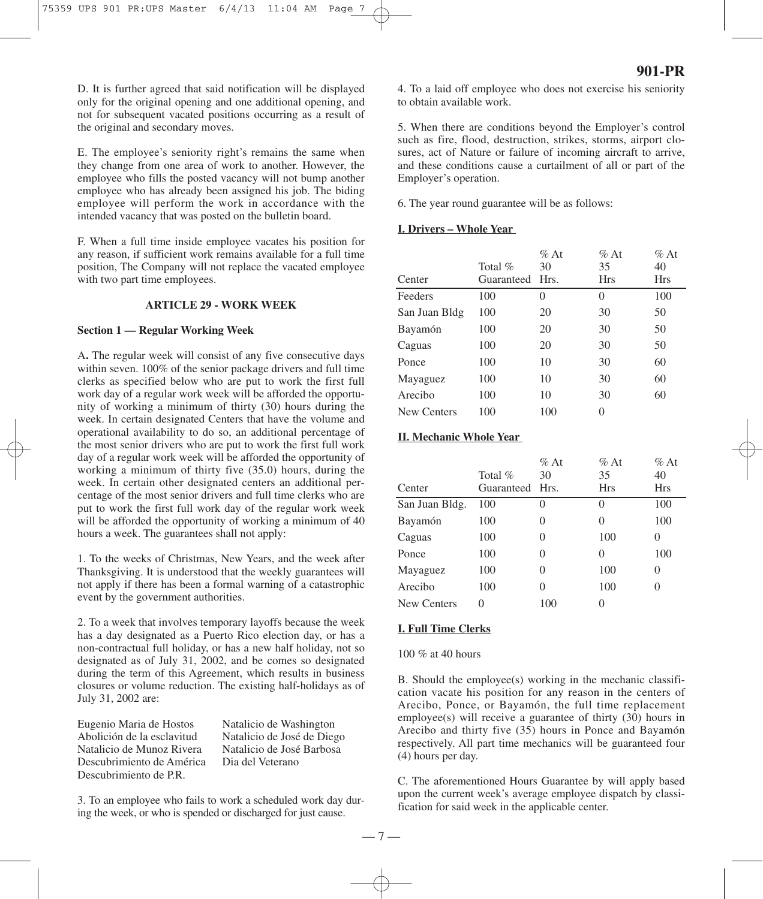D. It is further agreed that said notification will be displayed only for the original opening and one additional opening, and not for subsequent vacated positions occurring as a result of the original and secondary moves.

E. The employee's seniority right's remains the same when they change from one area of work to another. However, the employee who fills the posted vacancy will not bump another employee who has already been assigned his job. The biding employee will perform the work in accordance with the intended vacancy that was posted on the bulletin board.

F. When a full time inside employee vacates his position for any reason, if sufficient work remains available for a full time position, The Company will not replace the vacated employee with two part time employees.

## ARTICLE 29 - WORK WEEK

### Section 1 — Regular Working Week

A**.** The regular week will consist of any five consecutive days within seven. 100% of the senior package drivers and full time clerks as specified below who are put to work the first full work day of a regular work week will be afforded the opportunity of working a minimum of thirty (30) hours during the week. In certain designated Centers that have the volume and operational availability to do so, an additional percentage of the most senior drivers who are put to work the first full work day of a regular work week will be afforded the opportunity of working a minimum of thirty five (35.0) hours, during the week. In certain other designated centers an additional percentage of the most senior drivers and full time clerks who are put to work the first full work day of the regular work week will be afforded the opportunity of working a minimum of 40 hours a week. The guarantees shall not apply:

1. To the weeks of Christmas, New Years, and the week after Thanksgiving. It is understood that the weekly guarantees will not apply if there has been a formal warning of a catastrophic event by the government authorities.

2. To a week that involves temporary layoffs because the week has a day designated as a Puerto Rico election day, or has a non-contractual full holiday, or has a new half holiday, not so designated as of July 31, 2002, and be comes so designated during the term of this Agreement, which results in business closures or volume reduction. The existing half-holidays as of July 31, 2002 are:

Eugenio Maria de Hostos
Abolición de la esclavitud
Natalicio de Munoz Rivera
Descubrimiento de América
Descubrimiento de P.R.
Natalicio de Washington
Natalicio de José de Diego
Natalicio de José Barbosa
Dia del Veterano

3. To an employee who fails to work a scheduled work day during the week, or who is spended or discharged for just cause.

4. To a laid off employee who does not exercise his seniority to obtain available work.

5. When there are conditions beyond the Employer's control such as fire, flood, destruction, strikes, storms, airport closures, act of Nature or failure of incoming aircraft to arrive, and these conditions cause a curtailment of all or part of the Employer's operation.

6. The year round guarantee will be as follows:

**I. Drivers – Whole Year**

| Center | Total % Guaranteed | % At 30 Hrs. | % At 35 Hrs | % At 40 Hrs |
|---|---|---|---|---|
| Feeders | 100 | 0 | 0 | 100 |
| San Juan Bldg | 100 | 20 | 30 | 50 |
| Bayamón | 100 | 20 | 30 | 50 |
| Caguas | 100 | 20 | 30 | 50 |
| Ponce | 100 | 10 | 30 | 60 |
| Mayaguez | 100 | 10 | 30 | 60 |
| Arecibo | 100 | 10 | 30 | 60 |
| New Centers | 100 | 100 | 0 | |

**II. Mechanic Whole Year**

| Center | Total % Guaranteed | % At 30 Hrs. | % At 35 Hrs | % At 40 Hrs |
|---|---|---|---|---|
| San Juan Bldg. | 100 | 0 | 0 | 100 |
| Bayamón | 100 | 0 | 0 | 100 |
| Caguas | 100 | 0 | 100 | 0 |
| Ponce | 100 | 0 | 0 | 100 |
| Mayaguez | 100 | 0 | 100 | 0 |
| Arecibo | 100 | 0 | 100 | 0 |
| New Centers | 0 | 100 | 0 | |

**I. Full Time Clerks**

100 % at 40 hours

B. Should the employee(s) working in the mechanic classification vacate his position for any reason in the centers of Arecibo, Ponce, or Bayamón, the full time replacement employee(s) will receive a guarantee of thirty (30) hours in Arecibo and thirty five (35) hours in Ponce and Bayamón respectively. All part time mechanics will be guaranteed four (4) hours per day.

C. The aforementioned Hours Guarantee by will apply based upon the current week's average employee dispatch by classification for said week in the applicable center.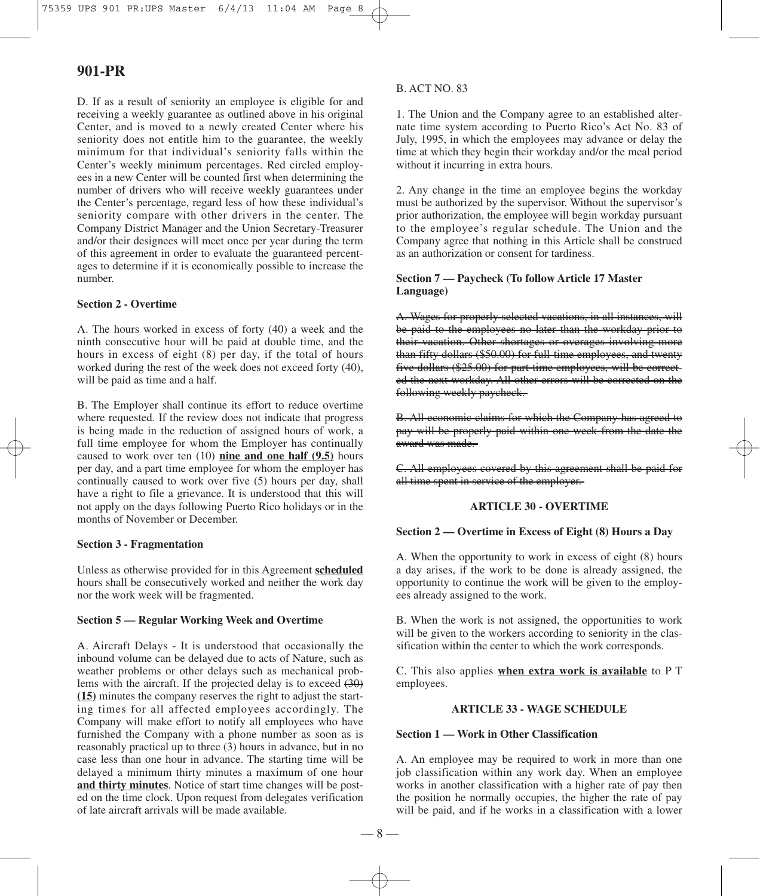## 901-PR

D. If as a result of seniority an employee is eligible for and receiving a weekly guarantee as outlined above in his original Center, and is moved to a newly created Center where his seniority does not entitle him to the guarantee, the weekly minimum for that individual's seniority falls within the Center's weekly minimum percentages. Red circled employees in a new Center will be counted first when determining the number of drivers who will receive weekly guarantees under the Center's percentage, regard less of how these individual's seniority compare with other drivers in the center. The Company District Manager and the Union Secretary-Treasurer and/or their designees will meet once per year during the term of this agreement in order to evaluate the guaranteed percentages to determine if it is economically possible to increase the number.

**Section 2 - Overtime**

A. The hours worked in excess of forty (40) a week and the ninth consecutive hour will be paid at double time, and the hours in excess of eight (8) per day, if the total of hours worked during the rest of the week does not exceed forty (40), will be paid as time and a half.

B. The Employer shall continue its effort to reduce overtime where requested. If the review does not indicate that progress is being made in the reduction of assigned hours of work, a full time employee for whom the Employer has continually caused to work over ten (10) **nine and one half (9.5)** hours per day, and a part time employee for whom the employer has continually caused to work over five (5) hours per day, shall have a right to file a grievance. It is understood that this will not apply on the days following Puerto Rico holidays or in the months of November or December.

**Section 3 - Fragmentation**

Unless as otherwise provided for in this Agreement **scheduled** hours shall be consecutively worked and neither the work day nor the work week will be fragmented.

**Section 5 — Regular Working Week and Overtime**

A. Aircraft Delays - It is understood that occasionally the inbound volume can be delayed due to acts of Nature, such as weather problems or other delays such as mechanical problems with the aircraft. If the projected delay is to exceed ~~(30)~~ **(15)** minutes the company reserves the right to adjust the starting times for all affected employees accordingly. The Company will make effort to notify all employees who have furnished the Company with a phone number as soon as is reasonably practical up to three (3) hours in advance, but in no case less than one hour in advance. The starting time will be delayed a minimum thirty minutes a maximum of one hour **and thirty minutes**. Notice of start time changes will be posted on the time clock. Upon request from delegates verification of late aircraft arrivals will be made available.

B. ACT NO. 83

1. The Union and the Company agree to an established alternate time system according to Puerto Rico's Act No. 83 of July, 1995, in which the employees may advance or delay the time at which they begin their workday and/or the meal period without it incurring in extra hours.

2. Any change in the time an employee begins the workday must be authorized by the supervisor. Without the supervisor's prior authorization, the employee will begin workday pursuant to the employee's regular schedule. The Union and the Company agree that nothing in this Article shall be construed as an authorization or consent for tardiness.

**Section 7 — Paycheck (To follow Article 17 Master Language)**

~~A. Wages for properly selected vacations, in all instances, will be paid to the employees no later than the workday prior to their vacation. Other shortages or overages involving more than fifty dollars ($50.00) for full time employees, and twenty five dollars ($25.00) for part-time employees, will be corrected the next workday. All other errors will be corrected on the following weekly paycheck.~~

~~B. All economic claims for which the Company has agreed to pay will be properly paid within one week from the date the award was made.~~

~~C. All employees covered by this agreement shall be paid for all time spent in service of the employer.~~

### ARTICLE 30 - OVERTIME

**Section 2 — Overtime in Excess of Eight (8) Hours a Day**

A. When the opportunity to work in excess of eight (8) hours a day arises, if the work to be done is already assigned, the opportunity to continue the work will be given to the employees already assigned to the work.

B. When the work is not assigned, the opportunities to work will be given to the workers according to seniority in the classification within the center to which the work corresponds.

C. This also applies **when extra work is available** to P T employees.

### ARTICLE 33 - WAGE SCHEDULE

**Section 1 — Work in Other Classification**

A. An employee may be required to work in more than one job classification within any work day. When an employee works in another classification with a higher rate of pay then the position he normally occupies, the higher the rate of pay will be paid, and if he works in a classification with a lower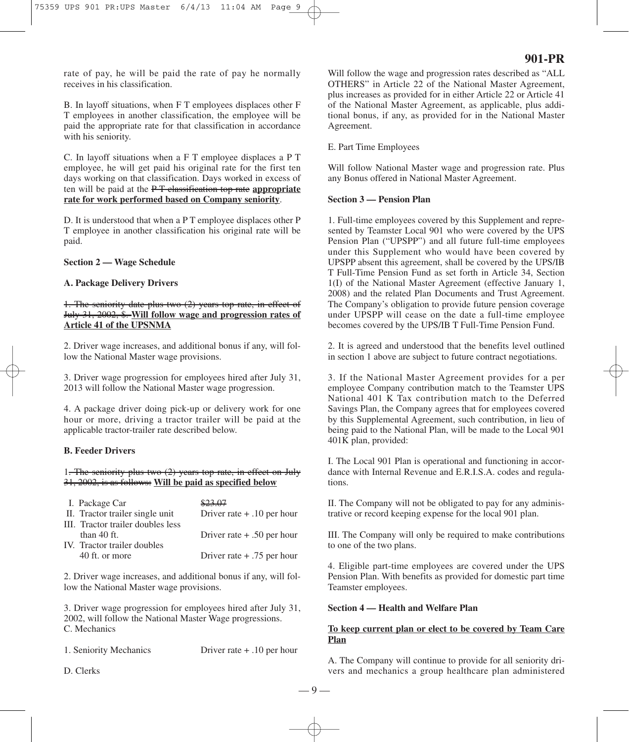rate of pay, he will be paid the rate of pay he normally receives in his classification.

B. In layoff situations, when F T employees displaces other F T employees in another classification, the employee will be paid the appropriate rate for that classification in accordance with his seniority.

C. In layoff situations when a F T employee displaces a P T employee, he will get paid his original rate for the first ten days working on that classification. Days worked in excess of ten will be paid at the ~~P T classification top rate~~ **<u>appropriate rate for work performed based on Company seniority</u>**.

D. It is understood that when a P T employee displaces other P T employee in another classification his original rate will be paid.

**Section 2 — Wage Schedule**

**A. Package Delivery Drivers**

~~1. The seniority date plus two (2) years top rate, in effect of July 31, 2002, $.~~ **<u>Will follow wage and progression rates of Article 41 of the UPSNMA</u>**

2. Driver wage increases, and additional bonus if any, will follow the National Master wage provisions.

3. Driver wage progression for employees hired after July 31, 2013 will follow the National Master wage progression.

4. A package driver doing pick-up or delivery work for one hour or more, driving a tractor trailer will be paid at the applicable tractor-trailer rate described below.

**B. Feeder Drivers**

1~~. The seniority plus two (2) years top rate, in effect on July 31, 2002, is as follows:~~ **<u>Will be paid as specified below</u>**

| | |
|---|---|
| I. Package Car | ~~$23.07~~ |
| II. Tractor trailer single unit | Driver rate + .10 per hour |
| III. Tractor trailer doubles less than 40 ft. | Driver rate + .50 per hour |
| IV. Tractor trailer doubles 40 ft. or more | Driver rate + .75 per hour |

2. Driver wage increases, and additional bonus if any, will follow the National Master wage provisions.

3. Driver wage progression for employees hired after July 31, 2002, will follow the National Master Wage progressions.

C. Mechanics

| | |
|---|---|
| 1. Seniority Mechanics | Driver rate + .10 per hour |

D. Clerks

Will follow the wage and progression rates described as "ALL OTHERS" in Article 22 of the National Master Agreement, plus increases as provided for in either Article 22 or Article 41 of the National Master Agreement, as applicable, plus additional bonus, if any, as provided for in the National Master Agreement.

E. Part Time Employees

Will follow National Master wage and progression rate. Plus any Bonus offered in National Master Agreement.

**Section 3 — Pension Plan**

1. Full-time employees covered by this Supplement and represented by Teamster Local 901 who were covered by the UPS Pension Plan ("UPSPP") and all future full-time employees under this Supplement who would have been covered by UPSPP absent this agreement, shall be covered by the UPS/IB T Full-Time Pension Fund as set forth in Article 34, Section 1(I) of the National Master Agreement (effective January 1, 2008) and the related Plan Documents and Trust Agreement. The Company's obligation to provide future pension coverage under UPSPP will cease on the date a full-time employee becomes covered by the UPS/IB T Full-Time Pension Fund.

2. It is agreed and understood that the benefits level outlined in section 1 above are subject to future contract negotiations.

3. If the National Master Agreement provides for a per employee Company contribution match to the Teamster UPS National 401 K Tax contribution match to the Deferred Savings Plan, the Company agrees that for employees covered by this Supplemental Agreement, such contribution, in lieu of being paid to the National Plan, will be made to the Local 901 401K plan, provided:

I. The Local 901 Plan is operational and functioning in accordance with Internal Revenue and E.R.I.S.A. codes and regulations.

II. The Company will not be obligated to pay for any administrative or record keeping expense for the local 901 plan.

III. The Company will only be required to make contributions to one of the two plans.

4. Eligible part-time employees are covered under the UPS Pension Plan. With benefits as provided for domestic part time Teamster employees.

**Section 4 — Health and Welfare Plan**

**<u>To keep current plan or elect to be covered by Team Care Plan</u>**

A. The Company will continue to provide for all seniority drivers and mechanics a group healthcare plan administered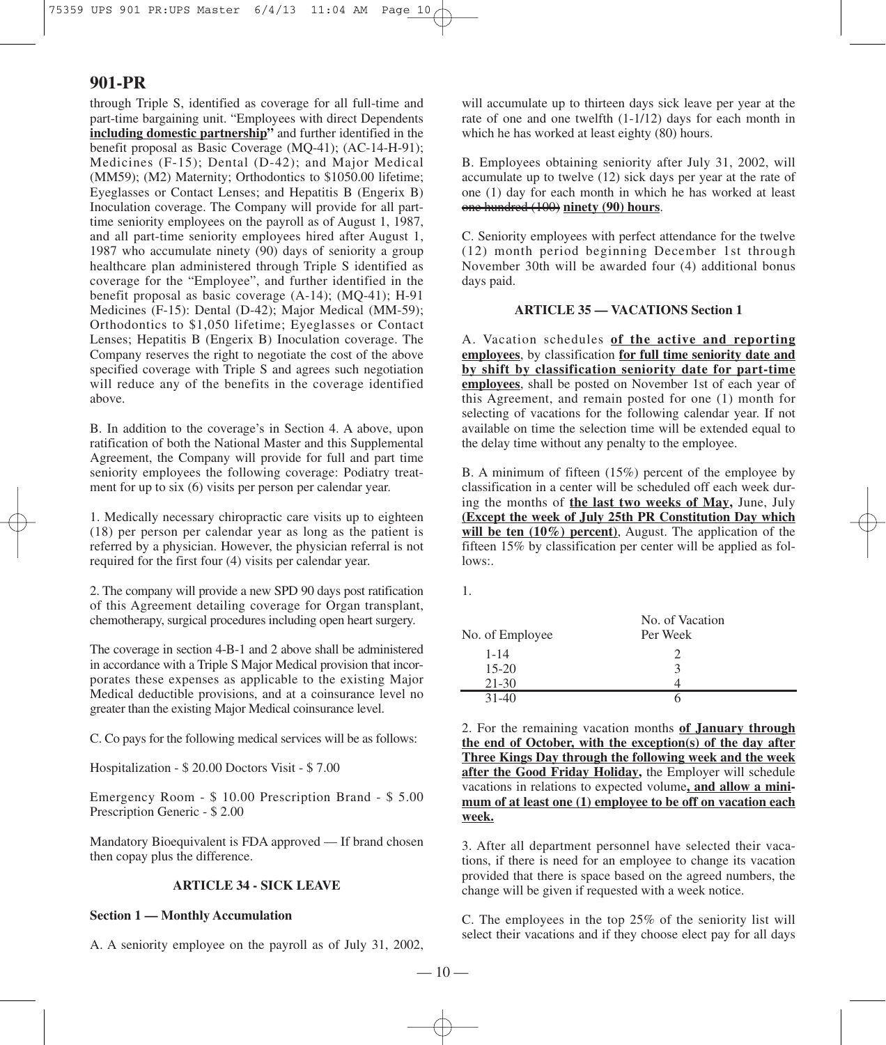through Triple S, identified as coverage for all full-time and part-time bargaining unit. "Employees with direct Dependents **including domestic partnership"** and further identified in the benefit proposal as Basic Coverage (MQ-41); (AC-14-H-91); Medicines (F-15); Dental (D-42); and Major Medical (MM59); (M2) Maternity; Orthodontics to $1050.00 lifetime; Eyeglasses or Contact Lenses; and Hepatitis B (Engerix B) Inoculation coverage. The Company will provide for all part-time seniority employees on the payroll as of August 1, 1987, and all part-time seniority employees hired after August 1, 1987 who accumulate ninety (90) days of seniority a group healthcare plan administered through Triple S identified as coverage for the "Employee", and further identified in the benefit proposal as basic coverage (A-14); (MQ-41); H-91 Medicines (F-15): Dental (D-42); Major Medical (MM-59); Orthodontics to $1,050 lifetime; Eyeglasses or Contact Lenses; Hepatitis B (Engerix B) Inoculation coverage. The Company reserves the right to negotiate the cost of the above specified coverage with Triple S and agrees such negotiation will reduce any of the benefits in the coverage identified above.

B. In addition to the coverage's in Section 4. A above, upon ratification of both the National Master and this Supplemental Agreement, the Company will provide for full and part time seniority employees the following coverage: Podiatry treatment for up to six (6) visits per person per calendar year.

1. Medically necessary chiropractic care visits up to eighteen (18) per person per calendar year as long as the patient is referred by a physician. However, the physician referral is not required for the first four (4) visits per calendar year.

2. The company will provide a new SPD 90 days post ratification of this Agreement detailing coverage for Organ transplant, chemotherapy, surgical procedures including open heart surgery.

The coverage in section 4-B-1 and 2 above shall be administered in accordance with a Triple S Major Medical provision that incorporates these expenses as applicable to the existing Major Medical deductible provisions, and at a coinsurance level no greater than the existing Major Medical coinsurance level.

C. Co pays for the following medical services will be as follows:

Hospitalization - $ 20.00 Doctors Visit - $ 7.00

Emergency Room - $ 10.00 Prescription Brand - $ 5.00 Prescription Generic - $ 2.00

Mandatory Bioequivalent is FDA approved — If brand chosen then copay plus the difference.

## ARTICLE 34 - SICK LEAVE

### Section 1 — Monthly Accumulation

A. A seniority employee on the payroll as of July 31, 2002, will accumulate up to thirteen days sick leave per year at the rate of one and one twelfth (1-1/12) days for each month in which he has worked at least eighty (80) hours.

B. Employees obtaining seniority after July 31, 2002, will accumulate up to twelve (12) sick days per year at the rate of one (1) day for each month in which he has worked at least ~~one hundred (100)~~ **ninety (90) hours**.

C. Seniority employees with perfect attendance for the twelve (12) month period beginning December 1st through November 30th will be awarded four (4) additional bonus days paid.

## ARTICLE 35 — VACATIONS Section 1

A. Vacation schedules **of the active and reporting employees**, by classification **for full time seniority date and by shift by classification seniority date for part-time employees**, shall be posted on November 1st of each year of this Agreement, and remain posted for one (1) month for selecting of vacations for the following calendar year. If not available on time the selection time will be extended equal to the delay time without any penalty to the employee.

B. A minimum of fifteen (15%) percent of the employee by classification in a center will be scheduled off each week during the months of **the last two weeks of May,** June, July **(Except the week of July 25th PR Constitution Day which will be ten (10%) percent)**, August. The application of the fifteen 15% by classification per center will be applied as follows:.

1.

| No. of Employee | No. of Vacation Per Week |
|---|---|
| 1-14 | 2 |
| 15-20 | 3 |
| 21-30 | 4 |
| 31-40 | 6 |

2. For the remaining vacation months **of January through the end of October, with the exception(s) of the day after Three Kings Day through the following week and the week after the Good Friday Holiday,** the Employer will schedule vacations in relations to expected volume**, and allow a minimum of at least one (1) employee to be off on vacation each week.**

3. After all department personnel have selected their vacations, if there is need for an employee to change its vacation provided that there is space based on the agreed numbers, the change will be given if requested with a week notice.

C. The employees in the top 25% of the seniority list will select their vacations and if they choose elect pay for all days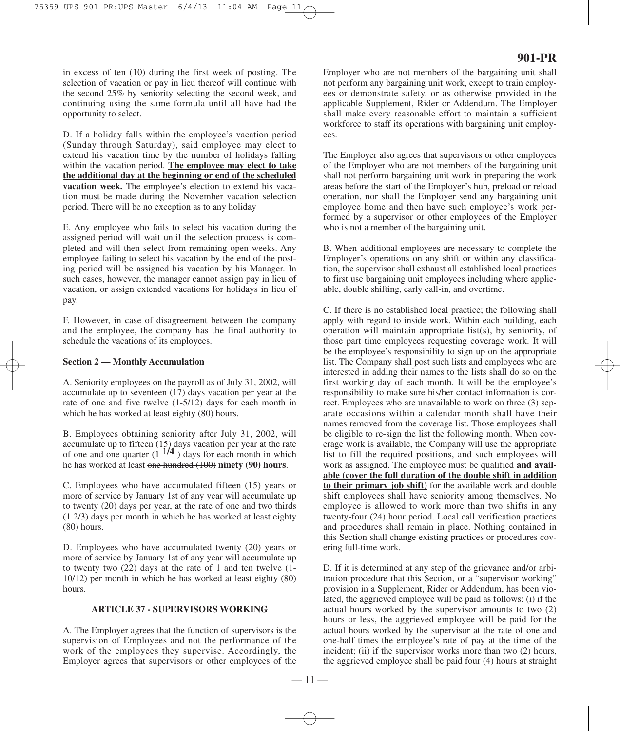in excess of ten (10) during the first week of posting. The selection of vacation or pay in lieu thereof will continue with the second 25% by seniority selecting the second week, and continuing using the same formula until all have had the opportunity to select.

D. If a holiday falls within the employee's vacation period (Sunday through Saturday), said employee may elect to extend his vacation time by the number of holidays falling within the vacation period. **The employee may elect to take the additional day at the beginning or end of the scheduled vacation week.** The employee's election to extend his vacation must be made during the November vacation selection period. There will be no exception as to any holiday

E. Any employee who fails to select his vacation during the assigned period will wait until the selection process is completed and will then select from remaining open weeks. Any employee failing to select his vacation by the end of the posting period will be assigned his vacation by his Manager. In such cases, however, the manager cannot assign pay in lieu of vacation, or assign extended vacations for holidays in lieu of pay.

F. However, in case of disagreement between the company and the employee, the company has the final authority to schedule the vacations of its employees.

**Section 2 — Monthly Accumulation**

A. Seniority employees on the payroll as of July 31, 2002, will accumulate up to seventeen (17) days vacation per year at the rate of one and five twelve (1-5/12) days for each month in which he has worked at least eighty (80) hours.

B. Employees obtaining seniority after July 31, 2002, will accumulate up to fifteen (15) days vacation per year at the rate of one and one quarter (1 1/4 ) days for each month in which he has worked at least ~~one hundred (100)~~ **ninety (90) hours**.

C. Employees who have accumulated fifteen (15) years or more of service by January 1st of any year will accumulate up to twenty (20) days per year, at the rate of one and two thirds (1 2/3) days per month in which he has worked at least eighty (80) hours.

D. Employees who have accumulated twenty (20) years or more of service by January 1st of any year will accumulate up to twenty two (22) days at the rate of 1 and ten twelve (1-10/12) per month in which he has worked at least eighty (80) hours.

**ARTICLE 37 - SUPERVISORS WORKING**

A. The Employer agrees that the function of supervisors is the supervision of Employees and not the performance of the work of the employees they supervise. Accordingly, the Employer agrees that supervisors or other employees of the Employer who are not members of the bargaining unit shall not perform any bargaining unit work, except to train employees or demonstrate safety, or as otherwise provided in the applicable Supplement, Rider or Addendum. The Employer shall make every reasonable effort to maintain a sufficient workforce to staff its operations with bargaining unit employees.

The Employer also agrees that supervisors or other employees of the Employer who are not members of the bargaining unit shall not perform bargaining unit work in preparing the work areas before the start of the Employer's hub, preload or reload operation, nor shall the Employer send any bargaining unit employee home and then have such employee's work performed by a supervisor or other employees of the Employer who is not a member of the bargaining unit.

B. When additional employees are necessary to complete the Employer's operations on any shift or within any classification, the supervisor shall exhaust all established local practices to first use bargaining unit employees including where applicable, double shifting, early call-in, and overtime.

C. If there is no established local practice; the following shall apply with regard to inside work. Within each building, each operation will maintain appropriate list(s), by seniority, of those part time employees requesting coverage work. It will be the employee's responsibility to sign up on the appropriate list. The Company shall post such lists and employees who are interested in adding their names to the lists shall do so on the first working day of each month. It will be the employee's responsibility to make sure his/her contact information is correct. Employees who are unavailable to work on three (3) separate occasions within a calendar month shall have their names removed from the coverage list. Those employees shall be eligible to re-sign the list the following month. When coverage work is available, the Company will use the appropriate list to fill the required positions, and such employees will work as assigned. The employee must be qualified **and available (cover the full duration of the double shift in addition to their primary job shift)** for the available work and double shift employees shall have seniority among themselves. No employee is allowed to work more than two shifts in any twenty-four (24) hour period. Local call verification practices and procedures shall remain in place. Nothing contained in this Section shall change existing practices or procedures covering full-time work.

D. If it is determined at any step of the grievance and/or arbitration procedure that this Section, or a "supervisor working" provision in a Supplement, Rider or Addendum, has been violated, the aggrieved employee will be paid as follows: (i) if the actual hours worked by the supervisor amounts to two (2) hours or less, the aggrieved employee will be paid for the actual hours worked by the supervisor at the rate of one and one-half times the employee's rate of pay at the time of the incident; (ii) if the supervisor works more than two (2) hours, the aggrieved employee shall be paid four (4) hours at straight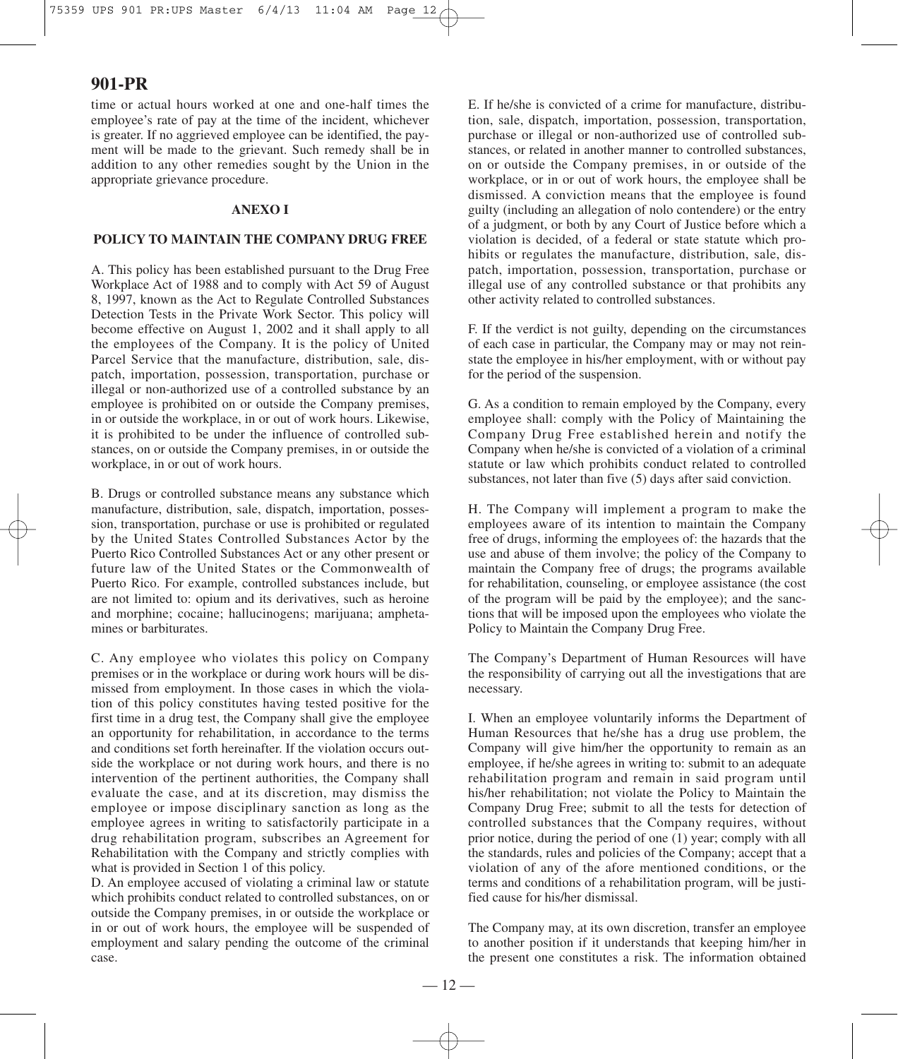time or actual hours worked at one and one-half times the employee's rate of pay at the time of the incident, whichever is greater. If no aggrieved employee can be identified, the payment will be made to the grievant. Such remedy shall be in addition to any other remedies sought by the Union in the appropriate grievance procedure.

## ANEXO I

## POLICY TO MAINTAIN THE COMPANY DRUG FREE

A. This policy has been established pursuant to the Drug Free Workplace Act of 1988 and to comply with Act 59 of August 8, 1997, known as the Act to Regulate Controlled Substances Detection Tests in the Private Work Sector. This policy will become effective on August 1, 2002 and it shall apply to all the employees of the Company. It is the policy of United Parcel Service that the manufacture, distribution, sale, dispatch, importation, possession, transportation, purchase or illegal or non-authorized use of a controlled substance by an employee is prohibited on or outside the Company premises, in or outside the workplace, in or out of work hours. Likewise, it is prohibited to be under the influence of controlled substances, on or outside the Company premises, in or outside the workplace, in or out of work hours.

B. Drugs or controlled substance means any substance which manufacture, distribution, sale, dispatch, importation, possession, transportation, purchase or use is prohibited or regulated by the United States Controlled Substances Actor by the Puerto Rico Controlled Substances Act or any other present or future law of the United States or the Commonwealth of Puerto Rico. For example, controlled substances include, but are not limited to: opium and its derivatives, such as heroine and morphine; cocaine; hallucinogens; marijuana; amphetamines or barbiturates.

C. Any employee who violates this policy on Company premises or in the workplace or during work hours will be dismissed from employment. In those cases in which the violation of this policy constitutes having tested positive for the first time in a drug test, the Company shall give the employee an opportunity for rehabilitation, in accordance to the terms and conditions set forth hereinafter. If the violation occurs outside the workplace or not during work hours, and there is no intervention of the pertinent authorities, the Company shall evaluate the case, and at its discretion, may dismiss the employee or impose disciplinary sanction as long as the employee agrees in writing to satisfactorily participate in a drug rehabilitation program, subscribes an Agreement for Rehabilitation with the Company and strictly complies with what is provided in Section 1 of this policy.

D. An employee accused of violating a criminal law or statute which prohibits conduct related to controlled substances, on or outside the Company premises, in or outside the workplace or in or out of work hours, the employee will be suspended of employment and salary pending the outcome of the criminal case.

E. If he/she is convicted of a crime for manufacture, distribution, sale, dispatch, importation, possession, transportation, purchase or illegal or non-authorized use of controlled substances, or related in another manner to controlled substances, on or outside the Company premises, in or outside of the workplace, or in or out of work hours, the employee shall be dismissed. A conviction means that the employee is found guilty (including an allegation of nolo contendere) or the entry of a judgment, or both by any Court of Justice before which a violation is decided, of a federal or state statute which prohibits or regulates the manufacture, distribution, sale, dispatch, importation, possession, transportation, purchase or illegal use of any controlled substance or that prohibits any other activity related to controlled substances.

F. If the verdict is not guilty, depending on the circumstances of each case in particular, the Company may or may not reinstate the employee in his/her employment, with or without pay for the period of the suspension.

G. As a condition to remain employed by the Company, every employee shall: comply with the Policy of Maintaining the Company Drug Free established herein and notify the Company when he/she is convicted of a violation of a criminal statute or law which prohibits conduct related to controlled substances, not later than five (5) days after said conviction.

H. The Company will implement a program to make the employees aware of its intention to maintain the Company free of drugs, informing the employees of: the hazards that the use and abuse of them involve; the policy of the Company to maintain the Company free of drugs; the programs available for rehabilitation, counseling, or employee assistance (the cost of the program will be paid by the employee); and the sanctions that will be imposed upon the employees who violate the Policy to Maintain the Company Drug Free.

The Company's Department of Human Resources will have the responsibility of carrying out all the investigations that are necessary.

I. When an employee voluntarily informs the Department of Human Resources that he/she has a drug use problem, the Company will give him/her the opportunity to remain as an employee, if he/she agrees in writing to: submit to an adequate rehabilitation program and remain in said program until his/her rehabilitation; not violate the Policy to Maintain the Company Drug Free; submit to all the tests for detection of controlled substances that the Company requires, without prior notice, during the period of one (1) year; comply with all the standards, rules and policies of the Company; accept that a violation of any of the afore mentioned conditions, or the terms and conditions of a rehabilitation program, will be justified cause for his/her dismissal.

The Company may, at its own discretion, transfer an employee to another position if it understands that keeping him/her in the present one constitutes a risk. The information obtained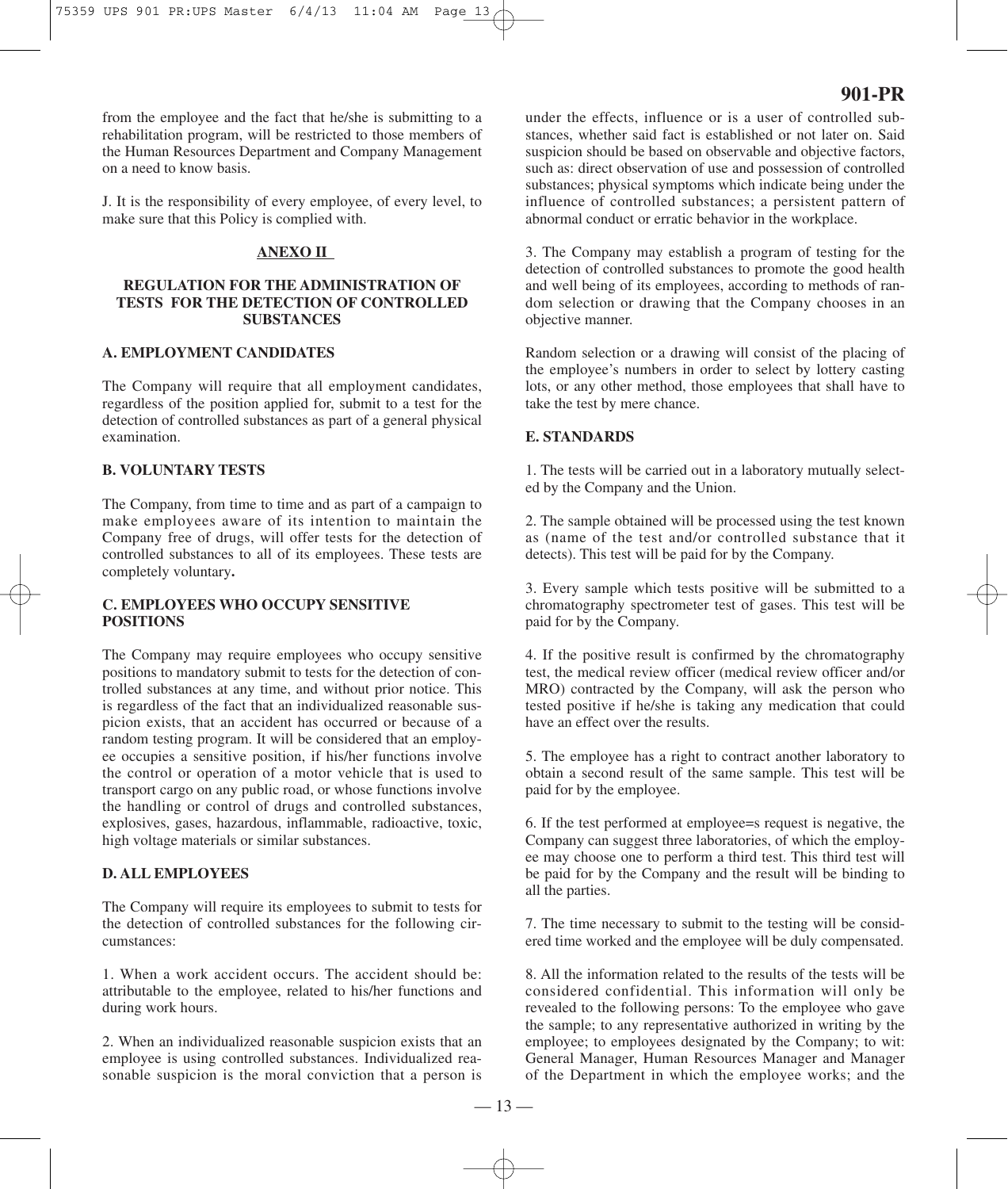from the employee and the fact that he/she is submitting to a rehabilitation program, will be restricted to those members of the Human Resources Department and Company Management on a need to know basis.

J. It is the responsibility of every employee, of every level, to make sure that this Policy is complied with.

## ANEXO II

### REGULATION FOR THE ADMINISTRATION OF TESTS FOR THE DETECTION OF CONTROLLED SUBSTANCES

### A. EMPLOYMENT CANDIDATES

The Company will require that all employment candidates, regardless of the position applied for, submit to a test for the detection of controlled substances as part of a general physical examination.

### B. VOLUNTARY TESTS

The Company, from time to time and as part of a campaign to make employees aware of its intention to maintain the Company free of drugs, will offer tests for the detection of controlled substances to all of its employees. These tests are completely voluntary**.**

### C. EMPLOYEES WHO OCCUPY SENSITIVE POSITIONS

The Company may require employees who occupy sensitive positions to mandatory submit to tests for the detection of controlled substances at any time, and without prior notice. This is regardless of the fact that an individualized reasonable suspicion exists, that an accident has occurred or because of a random testing program. It will be considered that an employee occupies a sensitive position, if his/her functions involve the control or operation of a motor vehicle that is used to transport cargo on any public road, or whose functions involve the handling or control of drugs and controlled substances, explosives, gases, hazardous, inflammable, radioactive, toxic, high voltage materials or similar substances.

### D. ALL EMPLOYEES

The Company will require its employees to submit to tests for the detection of controlled substances for the following circumstances:

1. When a work accident occurs. The accident should be: attributable to the employee, related to his/her functions and during work hours.

2. When an individualized reasonable suspicion exists that an employee is using controlled substances. Individualized reasonable suspicion is the moral conviction that a person is under the effects, influence or is a user of controlled substances, whether said fact is established or not later on. Said suspicion should be based on observable and objective factors, such as: direct observation of use and possession of controlled substances; physical symptoms which indicate being under the influence of controlled substances; a persistent pattern of abnormal conduct or erratic behavior in the workplace.

3. The Company may establish a program of testing for the detection of controlled substances to promote the good health and well being of its employees, according to methods of random selection or drawing that the Company chooses in an objective manner.

Random selection or a drawing will consist of the placing of the employee's numbers in order to select by lottery casting lots, or any other method, those employees that shall have to take the test by mere chance.

### E. STANDARDS

1. The tests will be carried out in a laboratory mutually selected by the Company and the Union.

2. The sample obtained will be processed using the test known as (name of the test and/or controlled substance that it detects). This test will be paid for by the Company.

3. Every sample which tests positive will be submitted to a chromatography spectrometer test of gases. This test will be paid for by the Company.

4. If the positive result is confirmed by the chromatography test, the medical review officer (medical review officer and/or MRO) contracted by the Company, will ask the person who tested positive if he/she is taking any medication that could have an effect over the results.

5. The employee has a right to contract another laboratory to obtain a second result of the same sample. This test will be paid for by the employee.

6. If the test performed at employee=s request is negative, the Company can suggest three laboratories, of which the employee may choose one to perform a third test. This third test will be paid for by the Company and the result will be binding to all the parties.

7. The time necessary to submit to the testing will be considered time worked and the employee will be duly compensated.

8. All the information related to the results of the tests will be considered confidential. This information will only be revealed to the following persons: To the employee who gave the sample; to any representative authorized in writing by the employee; to employees designated by the Company; to wit: General Manager, Human Resources Manager and Manager of the Department in which the employee works; and the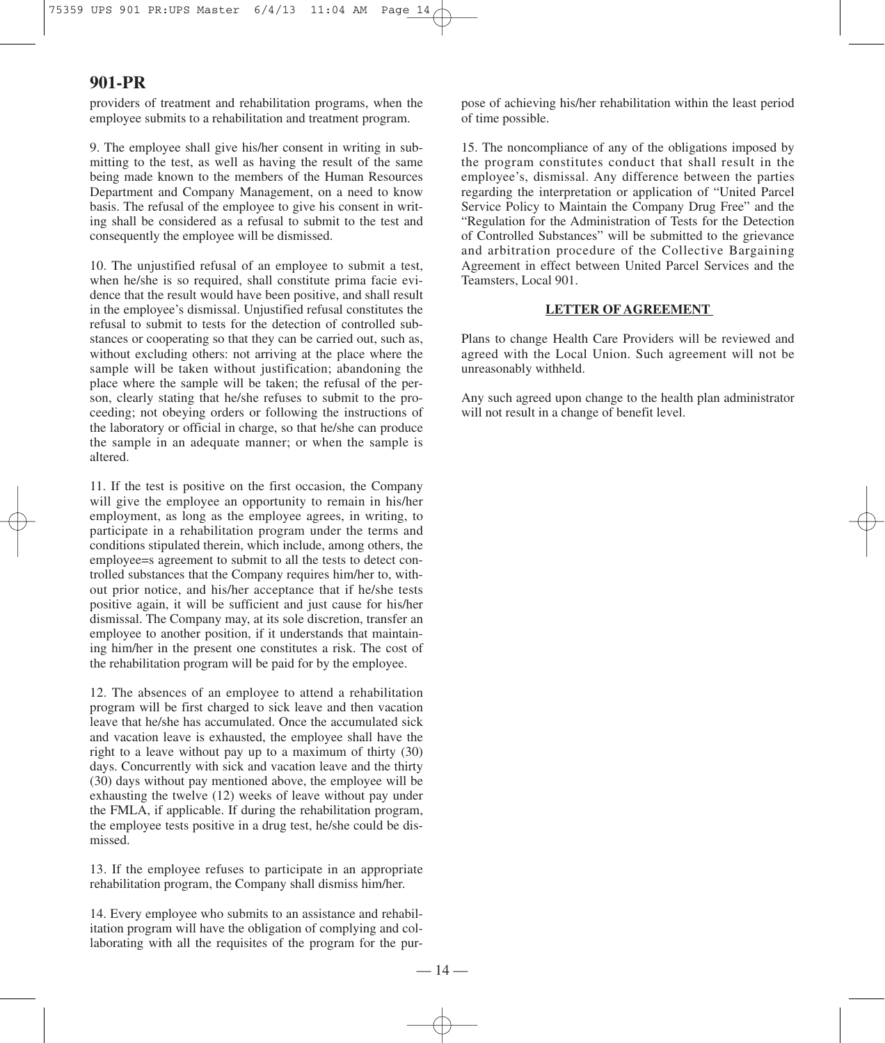providers of treatment and rehabilitation programs, when the employee submits to a rehabilitation and treatment program.

9. The employee shall give his/her consent in writing in submitting to the test, as well as having the result of the same being made known to the members of the Human Resources Department and Company Management, on a need to know basis. The refusal of the employee to give his consent in writing shall be considered as a refusal to submit to the test and consequently the employee will be dismissed.

10. The unjustified refusal of an employee to submit a test, when he/she is so required, shall constitute prima facie evidence that the result would have been positive, and shall result in the employee's dismissal. Unjustified refusal constitutes the refusal to submit to tests for the detection of controlled substances or cooperating so that they can be carried out, such as, without excluding others: not arriving at the place where the sample will be taken without justification; abandoning the place where the sample will be taken; the refusal of the person, clearly stating that he/she refuses to submit to the proceeding; not obeying orders or following the instructions of the laboratory or official in charge, so that he/she can produce the sample in an adequate manner; or when the sample is altered.

11. If the test is positive on the first occasion, the Company will give the employee an opportunity to remain in his/her employment, as long as the employee agrees, in writing, to participate in a rehabilitation program under the terms and conditions stipulated therein, which include, among others, the employee=s agreement to submit to all the tests to detect controlled substances that the Company requires him/her to, without prior notice, and his/her acceptance that if he/she tests positive again, it will be sufficient and just cause for his/her dismissal. The Company may, at its sole discretion, transfer an employee to another position, if it understands that maintaining him/her in the present one constitutes a risk. The cost of the rehabilitation program will be paid for by the employee.

12. The absences of an employee to attend a rehabilitation program will be first charged to sick leave and then vacation leave that he/she has accumulated. Once the accumulated sick and vacation leave is exhausted, the employee shall have the right to a leave without pay up to a maximum of thirty (30) days. Concurrently with sick and vacation leave and the thirty (30) days without pay mentioned above, the employee will be exhausting the twelve (12) weeks of leave without pay under the FMLA, if applicable. If during the rehabilitation program, the employee tests positive in a drug test, he/she could be dismissed.

13. If the employee refuses to participate in an appropriate rehabilitation program, the Company shall dismiss him/her.

14. Every employee who submits to an assistance and rehabilitation program will have the obligation of complying and collaborating with all the requisites of the program for the purpose of achieving his/her rehabilitation within the least period of time possible.

15. The noncompliance of any of the obligations imposed by the program constitutes conduct that shall result in the employee's, dismissal. Any difference between the parties regarding the interpretation or application of "United Parcel Service Policy to Maintain the Company Drug Free" and the "Regulation for the Administration of Tests for the Detection of Controlled Substances" will be submitted to the grievance and arbitration procedure of the Collective Bargaining Agreement in effect between United Parcel Services and the Teamsters, Local 901.

## LETTER OF AGREEMENT

Plans to change Health Care Providers will be reviewed and agreed with the Local Union. Such agreement will not be unreasonably withheld.

Any such agreed upon change to the health plan administrator will not result in a change of benefit level.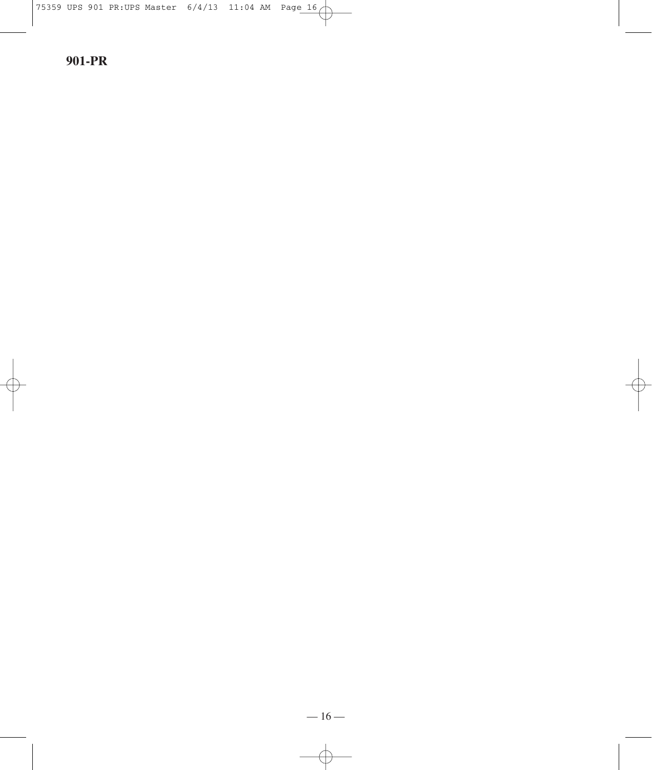**901-PR**